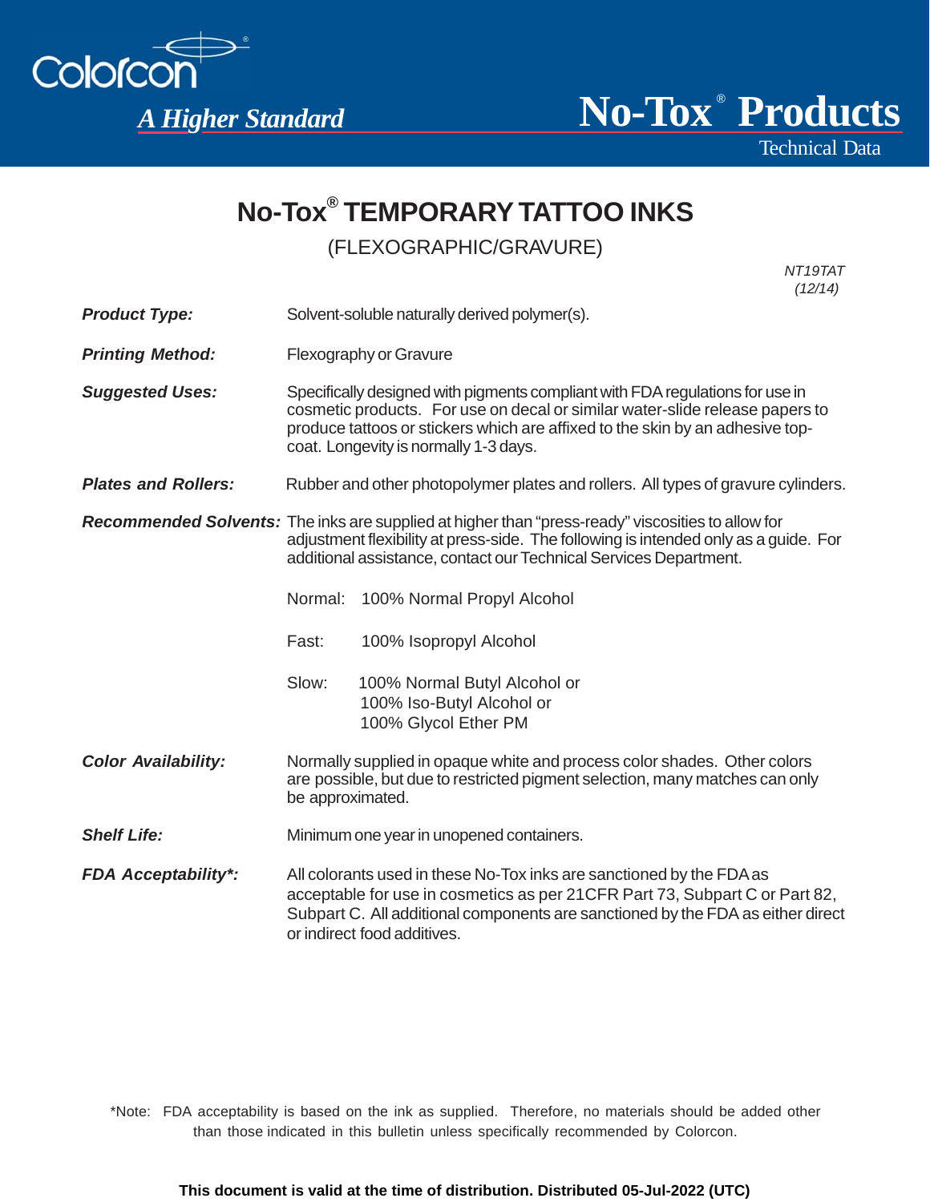Colorcon®

*A Higher Standard*

# No-Tox® Products

Technical Data

## No-Tox® TEMPORARY TATTOO INKS

(FLEXOGRAPHIC/GRAVURE)

*NT19TAT*
*(12/14)*

***Product Type:*** Solvent-soluble naturally derived polymer(s).

***Printing Method:*** Flexography or Gravure

***Suggested Uses:*** Specifically designed with pigments compliant with FDA regulations for use in cosmetic products. For use on decal or similar water-slide release papers to produce tattoos or stickers which are affixed to the skin by an adhesive top-coat. Longevity is normally 1-3 days.

***Plates and Rollers:*** Rubber and other photopolymer plates and rollers. All types of gravure cylinders.

***Recommended Solvents:*** The inks are supplied at higher than "press-ready" viscosities to allow for adjustment flexibility at press-side. The following is intended only as a guide. For additional assistance, contact our Technical Services Department.

Normal: 100% Normal Propyl Alcohol

Fast: 100% Isopropyl Alcohol

Slow: 100% Normal Butyl Alcohol or
100% Iso-Butyl Alcohol or
100% Glycol Ether PM

***Color Availability:*** Normally supplied in opaque white and process color shades. Other colors are possible, but due to restricted pigment selection, many matches can only be approximated.

***Shelf Life:*** Minimum one year in unopened containers.

***FDA Acceptability*:*** All colorants used in these No-Tox inks are sanctioned by the FDA as acceptable for use in cosmetics as per 21CFR Part 73, Subpart C or Part 82, Subpart C. All additional components are sanctioned by the FDA as either direct or indirect food additives.

*Note: FDA acceptability is based on the ink as supplied. Therefore, no materials should be added other than those indicated in this bulletin unless specifically recommended by Colorcon.

**This document is valid at the time of distribution. Distributed 05-Jul-2022 (UTC)**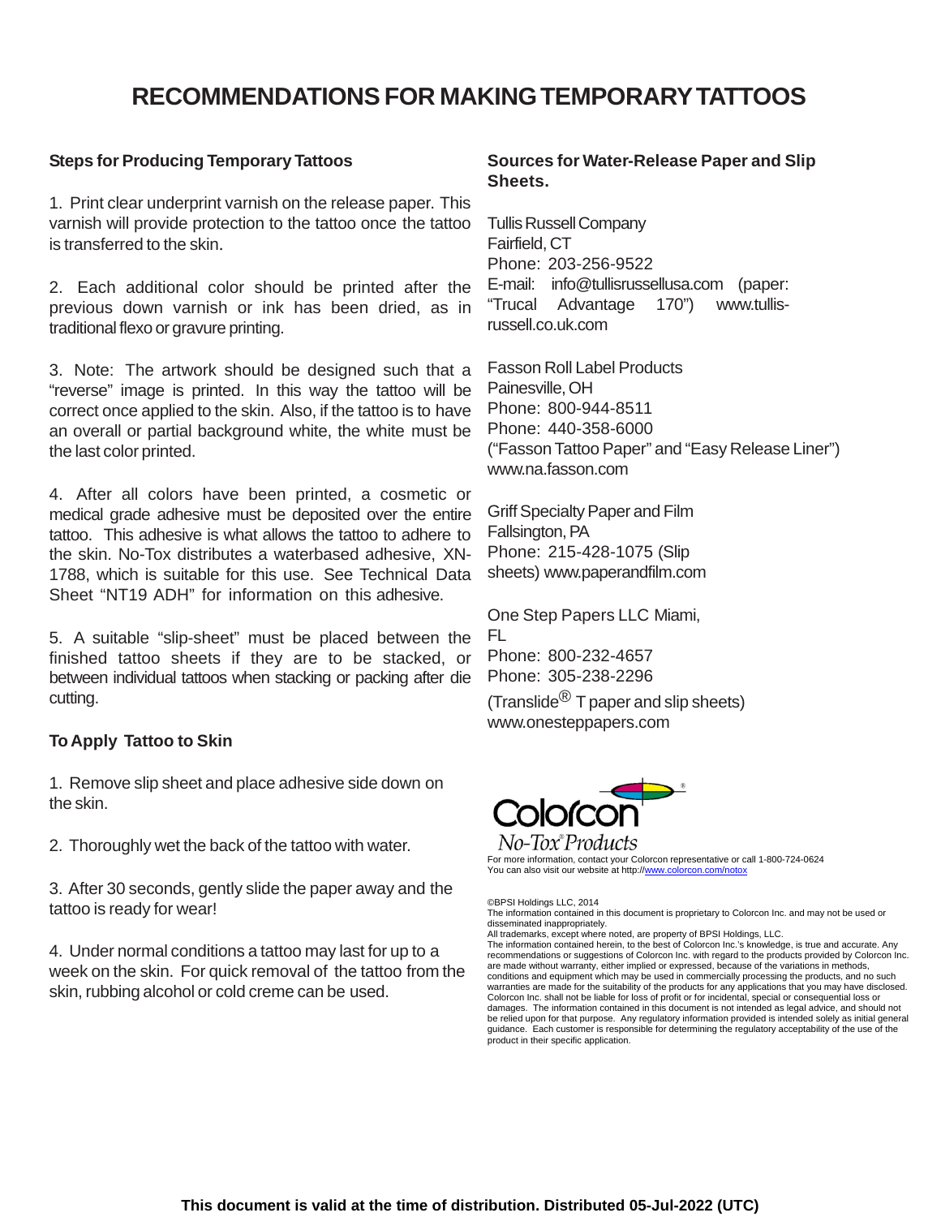# RECOMMENDATIONS FOR MAKING TEMPORARY TATTOOS

### Steps for Producing Temporary Tattoos

1. Print clear underprint varnish on the release paper. This varnish will provide protection to the tattoo once the tattoo is transferred to the skin.

2. Each additional color should be printed after the previous down varnish or ink has been dried, as in traditional flexo or gravure printing.

3. Note: The artwork should be designed such that a "reverse" image is printed. In this way the tattoo will be correct once applied to the skin. Also, if the tattoo is to have an overall or partial background white, the white must be the last color printed.

4. After all colors have been printed, a cosmetic or medical grade adhesive must be deposited over the entire tattoo. This adhesive is what allows the tattoo to adhere to the skin. No-Tox distributes a waterbased adhesive, XN-1788, which is suitable for this use. See Technical Data Sheet "NT19 ADH" for information on this adhesive.

5. A suitable "slip-sheet" must be placed between the finished tattoo sheets if they are to be stacked, or between individual tattoos when stacking or packing after die cutting.

### To Apply Tattoo to Skin

1. Remove slip sheet and place adhesive side down on the skin.

2. Thoroughly wet the back of the tattoo with water.

3. After 30 seconds, gently slide the paper away and the tattoo is ready for wear!

4. Under normal conditions a tattoo may last for up to a week on the skin. For quick removal of the tattoo from the skin, rubbing alcohol or cold creme can be used.

### Sources for Water-Release Paper and Slip Sheets.

Tullis Russell Company
Fairfield, CT
Phone: 203-256-9522
E-mail: info@tullisrussellusa.com (paper: "Trucal Advantage 170") www.tullis-russell.co.uk.com

Fasson Roll Label Products
Painesville, OH
Phone: 800-944-8511
Phone: 440-358-6000
("Fasson Tattoo Paper" and "Easy Release Liner")
www.na.fasson.com

Griff Specialty Paper and Film
Fallsington, PA
Phone: 215-428-1075 (Slip sheets) www.paperandfilm.com

One Step Papers LLC Miami, FL
Phone: 800-232-4657
Phone: 305-238-2296
(Translide® T paper and slip sheets)
www.onesteppapers.com

Colorcon®
No-Tox® Products

For more information, contact your Colorcon representative or call 1-800-724-0624
You can also visit our website at http://www.colorcon.com/notox

©BPSI Holdings LLC, 2014
The information contained in this document is proprietary to Colorcon Inc. and may not be used or disseminated inappropriately.
All trademarks, except where noted, are property of BPSI Holdings, LLC.
The information contained herein, to the best of Colorcon Inc.'s knowledge, is true and accurate. Any recommendations or suggestions of Colorcon Inc. with regard to the products provided by Colorcon Inc. are made without warranty, either implied or expressed, because of the variations in methods, conditions and equipment which may be used in commercially processing the products, and no such warranties are made for the suitability of the products for any applications that you may have disclosed. Colorcon Inc. shall not be liable for loss of profit or for incidental, special or consequential loss or damages. The information contained in this document is not intended as legal advice, and should not be relied upon for that purpose. Any regulatory information provided is intended solely as initial general guidance. Each customer is responsible for determining the regulatory acceptability of the use of the product in their specific application.

**This document is valid at the time of distribution. Distributed 05-Jul-2022 (UTC)**